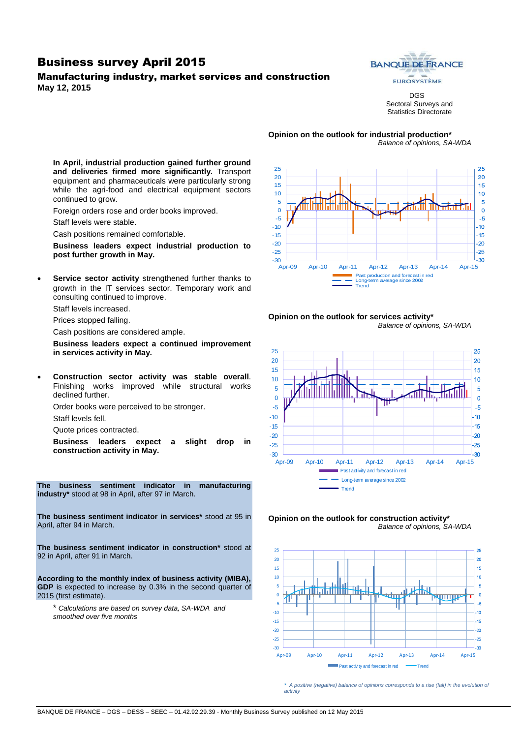# Business survey April 2015

## Manufacturing industry, market services and construction

**May 12, 2015**

DGS
Sectoral Surveys and
Statistics Directorate

**In April, industrial production gained further ground and deliveries firmed more significantly.** Transport equipment and pharmaceuticals were particularly strong while the agri-food and electrical equipment sectors continued to grow.

Foreign orders rose and order books improved.

Staff levels were stable.

Cash positions remained comfortable.

**Business leaders expect industrial production to post further growth in May.**

- **Service sector activity** strengthened further thanks to growth in the IT services sector. Temporary work and consulting continued to improve.

  Staff levels increased.

  Prices stopped falling.

  Cash positions are considered ample.

  **Business leaders expect a continued improvement in services activity in May.**

- **Construction sector activity was stable overall**. Finishing works improved while structural works declined further.

  Order books were perceived to be stronger.

  Staff levels fell.

  Quote prices contracted.

  **Business leaders expect a slight drop in construction activity in May.**

**The business sentiment indicator in manufacturing industry*** stood at 98 in April, after 97 in March.

**The business sentiment indicator in services*** stood at 95 in April, after 94 in March.

**The business sentiment indicator in construction*** stood at 92 in April, after 91 in March.

**According to the monthly index of business activity (MIBA), GDP** is expected to increase by 0.3% in the second quarter of 2015 (first estimate).

\* *Calculations are based on survey data, SA-WDA and smoothed over five months*

**Opinion on the outlook for industrial production***
*Balance of opinions, SA-WDA*

Past production and forecast in red
Long-term average since 2002
Trend

**Opinion on the outlook for services activity***
*Balance of opinions, SA-WDA*

Past activity and forecast in red
Long-term average since 2002
Trend

**Opinion on the outlook for construction activity***
*Balance of opinions, SA-WDA*

Past activity and forecast in red
Trend

\* *A positive (negative) balance of opinions corresponds to a rise (fall) in the evolution of activity*

BANQUE DE FRANCE – DGS – DESS – SEEC – 01.42.92.29.39 - Monthly Business Survey published on 12 May 2015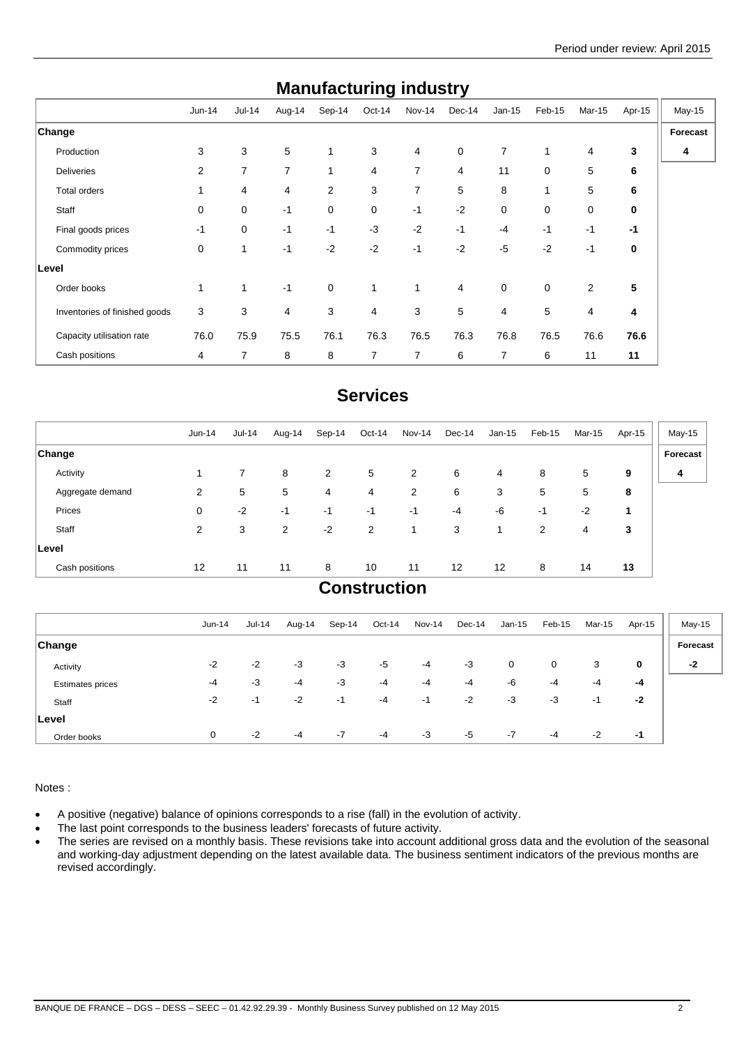## Manufacturing industry

| | Jun-14 | Jul-14 | Aug-14 | Sep-14 | Oct-14 | Nov-14 | Dec-14 | Jan-15 | Feb-15 | Mar-15 | Apr-15 | May-15 |
|---|---|---|---|---|---|---|---|---|---|---|---|---|
| **Change** | | | | | | | | | | | | **Forecast** |
| Production | 3 | 3 | 5 | 1 | 3 | 4 | 0 | 7 | 1 | 4 | **3** | **4** |
| Deliveries | 2 | 7 | 7 | 1 | 4 | 7 | 4 | 11 | 0 | 5 | **6** | |
| Total orders | 1 | 4 | 4 | 2 | 3 | 7 | 5 | 8 | 1 | 5 | **6** | |
| Staff | 0 | 0 | -1 | 0 | 0 | -1 | -2 | 0 | 0 | 0 | **0** | |
| Final goods prices | -1 | 0 | -1 | -1 | -3 | -2 | -1 | -4 | -1 | -1 | **-1** | |
| Commodity prices | 0 | 1 | -1 | -2 | -2 | -1 | -2 | -5 | -2 | -1 | **0** | |
| **Level** | | | | | | | | | | | | |
| Order books | 1 | 1 | -1 | 0 | 1 | 1 | 4 | 0 | 0 | 2 | **5** | |
| Inventories of finished goods | 3 | 3 | 4 | 3 | 4 | 3 | 5 | 4 | 5 | 4 | **4** | |
| Capacity utilisation rate | 76.0 | 75.9 | 75.5 | 76.1 | 76.3 | 76.5 | 76.3 | 76.8 | 76.5 | 76.6 | **76.6** | |
| Cash positions | 4 | 7 | 8 | 8 | 7 | 7 | 6 | 7 | 6 | 11 | **11** | |

## Services

| | Jun-14 | Jul-14 | Aug-14 | Sep-14 | Oct-14 | Nov-14 | Dec-14 | Jan-15 | Feb-15 | Mar-15 | Apr-15 | May-15 |
|---|---|---|---|---|---|---|---|---|---|---|---|---|
| **Change** | | | | | | | | | | | | **Forecast** |
| Activity | 1 | 7 | 8 | 2 | 5 | 2 | 6 | 4 | 8 | 5 | **9** | **4** |
| Aggregate demand | 2 | 5 | 5 | 4 | 4 | 2 | 6 | 3 | 5 | 5 | **8** | |
| Prices | 0 | -2 | -1 | -1 | -1 | -1 | -4 | -6 | -1 | -2 | **1** | |
| Staff | 2 | 3 | 2 | -2 | 2 | 1 | 3 | 1 | 2 | 4 | **3** | |
| **Level** | | | | | | | | | | | | |
| Cash positions | 12 | 11 | 11 | 8 | 10 | 11 | 12 | 12 | 8 | 14 | **13** | |

## Construction

| | Jun-14 | Jul-14 | Aug-14 | Sep-14 | Oct-14 | Nov-14 | Dec-14 | Jan-15 | Feb-15 | Mar-15 | Apr-15 | May-15 |
|---|---|---|---|---|---|---|---|---|---|---|---|---|
| **Change** | | | | | | | | | | | | **Forecast** |
| Activity | -2 | -2 | -3 | -3 | -5 | -4 | -3 | 0 | 0 | 3 | **0** | **-2** |
| Estimates prices | -4 | -3 | -4 | -3 | -4 | -4 | -4 | -6 | -4 | -4 | **-4** | |
| Staff | -2 | -1 | -2 | -1 | -4 | -1 | -2 | -3 | -3 | -1 | **-2** | |
| **Level** | | | | | | | | | | | | |
| Order books | 0 | -2 | -4 | -7 | -4 | -3 | -5 | -7 | -4 | -2 | **-1** | |

Notes :

- A positive (negative) balance of opinions corresponds to a rise (fall) in the evolution of activity.
- The last point corresponds to the business leaders' forecasts of future activity.
- The series are revised on a monthly basis. These revisions take into account additional gross data and the evolution of the seasonal and working-day adjustment depending on the latest available data. The business sentiment indicators of the previous months are revised accordingly.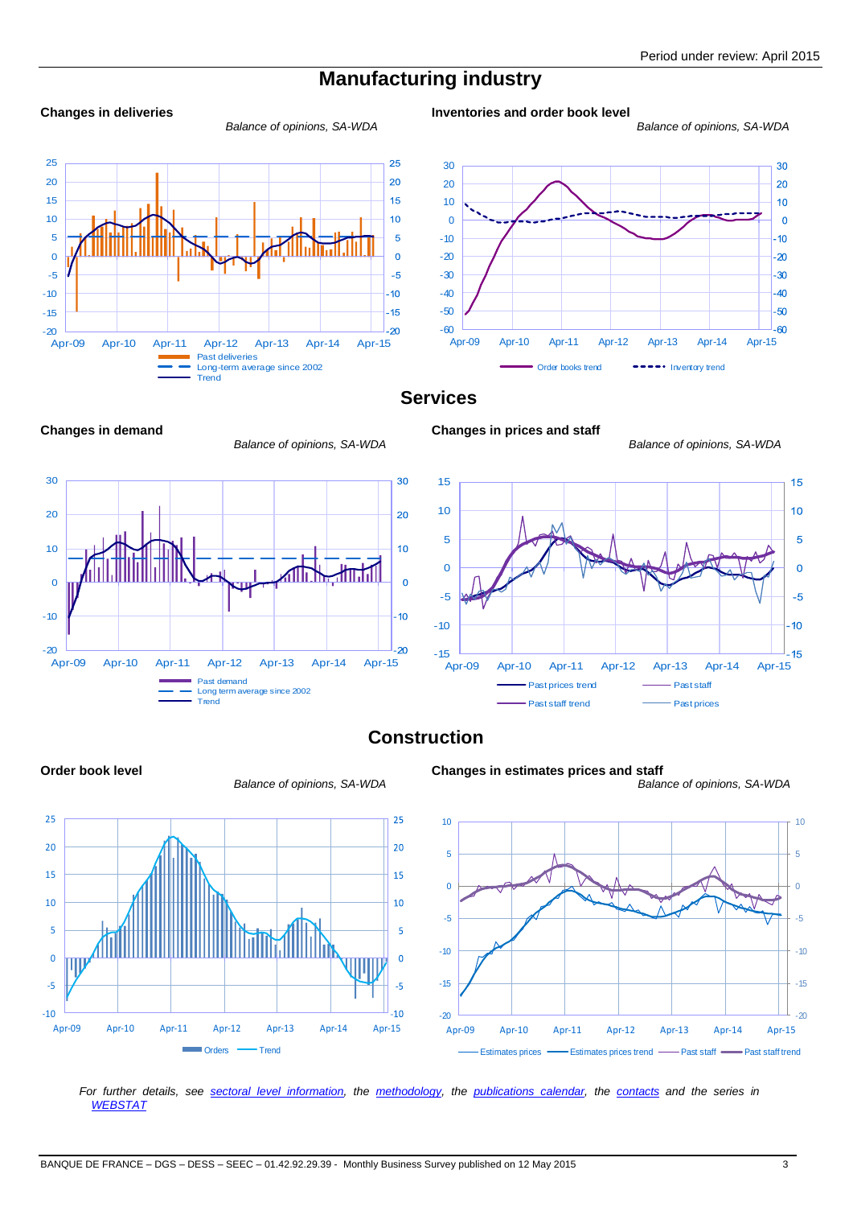Period under review: April 2015

# Manufacturing industry

**Changes in deliveries**

*Balance of opinions, SA-WDA*

25
20
15
10
5
0
-5
-10
-15
-20

Apr-09 Apr-10 Apr-11 Apr-12 Apr-13 Apr-14 Apr-15

Past deliveries
Long-term average since 2002
Trend

**Inventories and order book level**

*Balance of opinions, SA-WDA*

30
20
10
0
-10
-20
-30
-40
-50
-60

Apr-09 Apr-10 Apr-11 Apr-12 Apr-13 Apr-14 Apr-15

Order books trend
Inventory trend

# Services

**Changes in demand**

*Balance of opinions, SA-WDA*

30
20
10
0
-10
-20

Apr-09 Apr-10 Apr-11 Apr-12 Apr-13 Apr-14 Apr-15

Past demand
Long term average since 2002
Trend

**Changes in prices and staff**

*Balance of opinions, SA-WDA*

15
10
5
0
-5
-10
-15

Apr-09 Apr-10 Apr-11 Apr-12 Apr-13 Apr-14 Apr-15

Past prices trend
Past staff
Past staff trend
Past prices

# Construction

**Order book level**

*Balance of opinions, SA-WDA*

25
20
15
10
5
0
-5
-10

Apr-09 Apr-10 Apr-11 Apr-12 Apr-13 Apr-14 Apr-15

Orders
Trend

**Changes in estimates prices and staff**

*Balance of opinions, SA-WDA*

10
5
0
-5
-10
-15
-20

Apr-09 Apr-10 Apr-11 Apr-12 Apr-13 Apr-14 Apr-15

Estimates prices
Estimates prices trend
Past staff
Past staff trend

*For further details, see sectoral level information, the methodology, the publications calendar, the contacts and the series in WEBSTAT*

BANQUE DE FRANCE – DGS – DESS – SEEC – 01.42.92.29.39 - Monthly Business Survey published on 12 May 2015